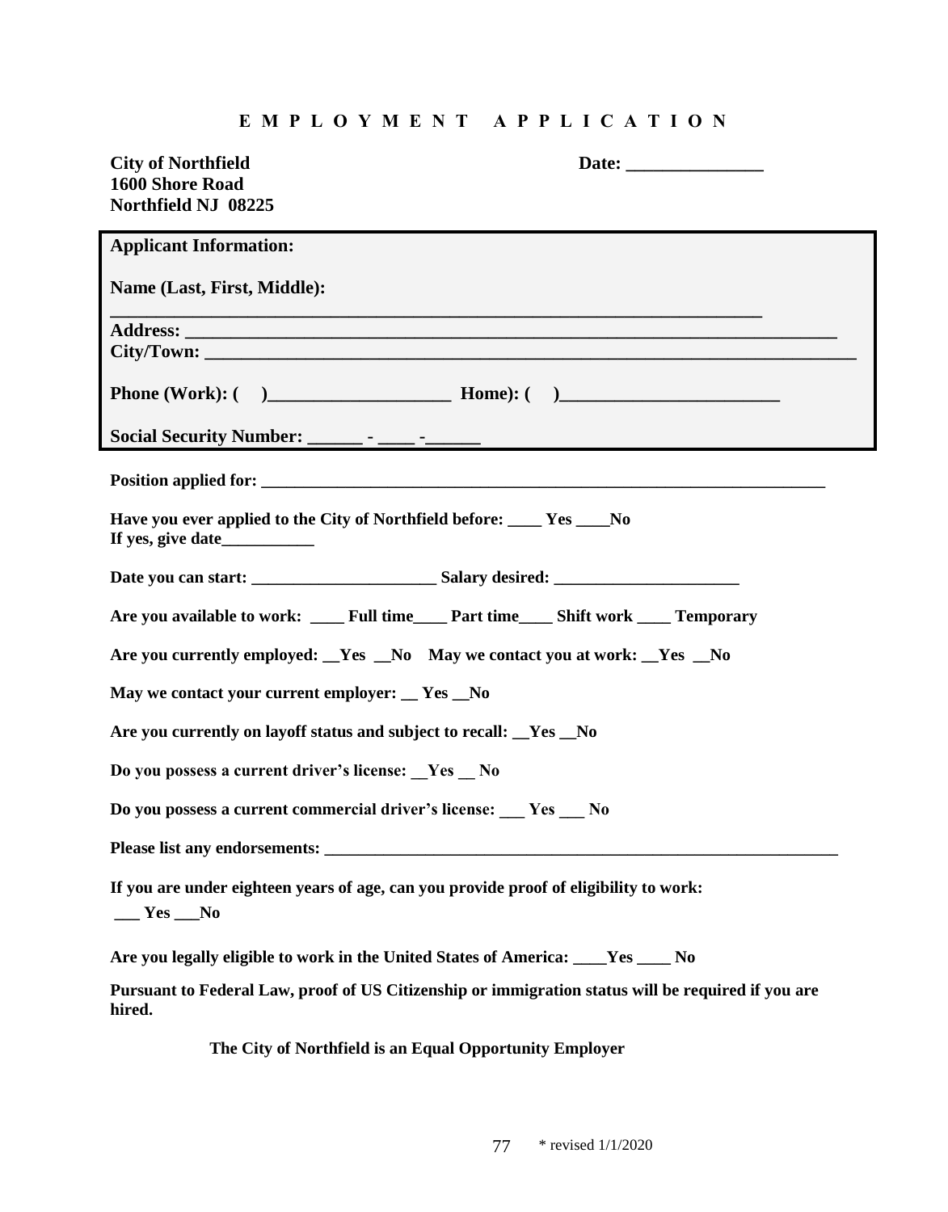# E M P L O Y M E N T   A P P L I C A T I O N

**City of Northfield**
**1600 Shore Road**
**Northfield NJ 08225**

**Date: _______________**

**Applicant Information:**

**Name (Last, First, Middle):**

**____________________________________________________________________________**

**Address: ____________________________________________________________________________**

**City/Town: ____________________________________________________________________________**

**Phone (Work): (    )____________________  Home): (    )________________________**

**Social Security Number: ______ - ____ -______**

**Position applied for: ____________________________________________________________________**

**Have you ever applied to the City of Northfield before: ____ Yes ____No**
**If yes, give date___________**

**Date you can start: ______________________ Salary desired: ______________________**

**Are you available to work:  ____ Full time____ Part time____ Shift work ____ Temporary**

**Are you currently employed: __Yes __No   May we contact you at work: __Yes __No**

**May we contact your current employer: __ Yes __No**

**Are you currently on layoff status and subject to recall: __Yes __No**

**Do you possess a current driver's license: __Yes __ No**

**Do you possess a current commercial driver's license: ___ Yes ___ No**

**Please list any endorsements: _______________________________________________________________**

**If you are under eighteen years of age, can you provide proof of eligibility to work:**
**___ Yes ___No**

**Are you legally eligible to work in the United States of America: ____Yes ____ No**

**Pursuant to Federal Law, proof of US Citizenship or immigration status will be required if you are hired.**

**The City of Northfield is an Equal Opportunity Employer**

* revised 1/1/2020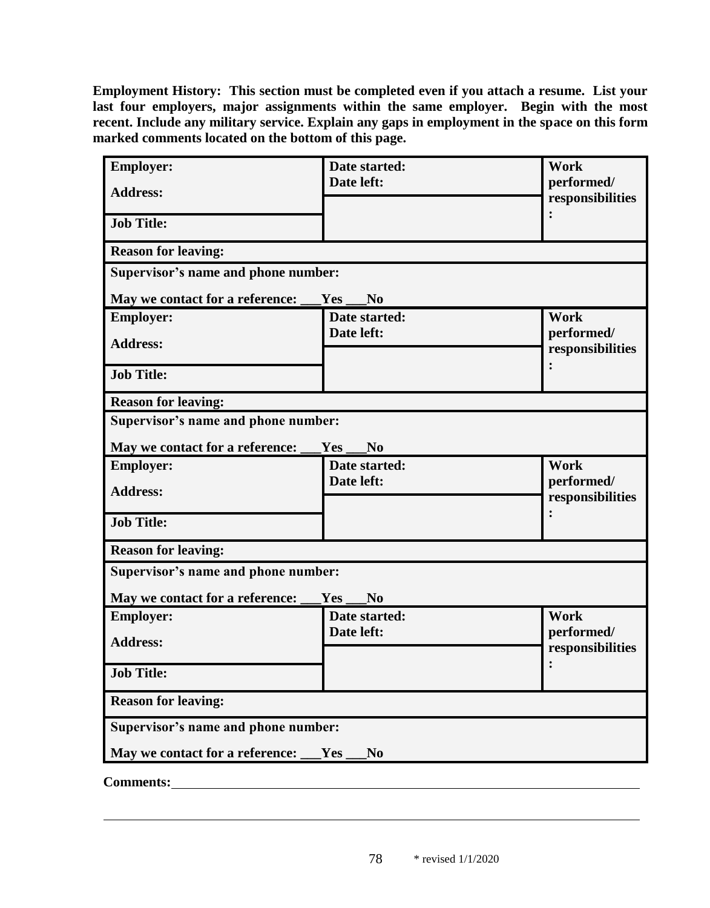**Employment History: This section must be completed even if you attach a resume. List your last four employers, major assignments within the same employer. Begin with the most recent. Include any military service. Explain any gaps in employment in the space on this form marked comments located on the bottom of this page.**

| | | |
|---|---|---|
| **Employer:**<br>**Address:** | **Date started:**<br>**Date left:** | **Work performed/ responsibilities:** |
| **Job Title:** | | |
| **Reason for leaving:** | | |
| **Supervisor's name and phone number:**<br>**May we contact for a reference: ___Yes ___No** | | |
| **Employer:**<br>**Address:** | **Date started:**<br>**Date left:** | **Work performed/ responsibilities:** |
| **Job Title:** | | |
| **Reason for leaving:** | | |
| **Supervisor's name and phone number:**<br>**May we contact for a reference: ___Yes ___No** | | |
| **Employer:**<br>**Address:** | **Date started:**<br>**Date left:** | **Work performed/ responsibilities:** |
| **Job Title:** | | |
| **Reason for leaving:** | | |
| **Supervisor's name and phone number:**<br>**May we contact for a reference: ___Yes ___No** | | |
| **Employer:**<br>**Address:** | **Date started:**<br>**Date left:** | **Work performed/ responsibilities:** |
| **Job Title:** | | |
| **Reason for leaving:** | | |
| **Supervisor's name and phone number:**<br>**May we contact for a reference: ___Yes ___No** | | |

**Comments:**______________________________________________________________________

______________________________________________________________________________

\* revised 1/1/2020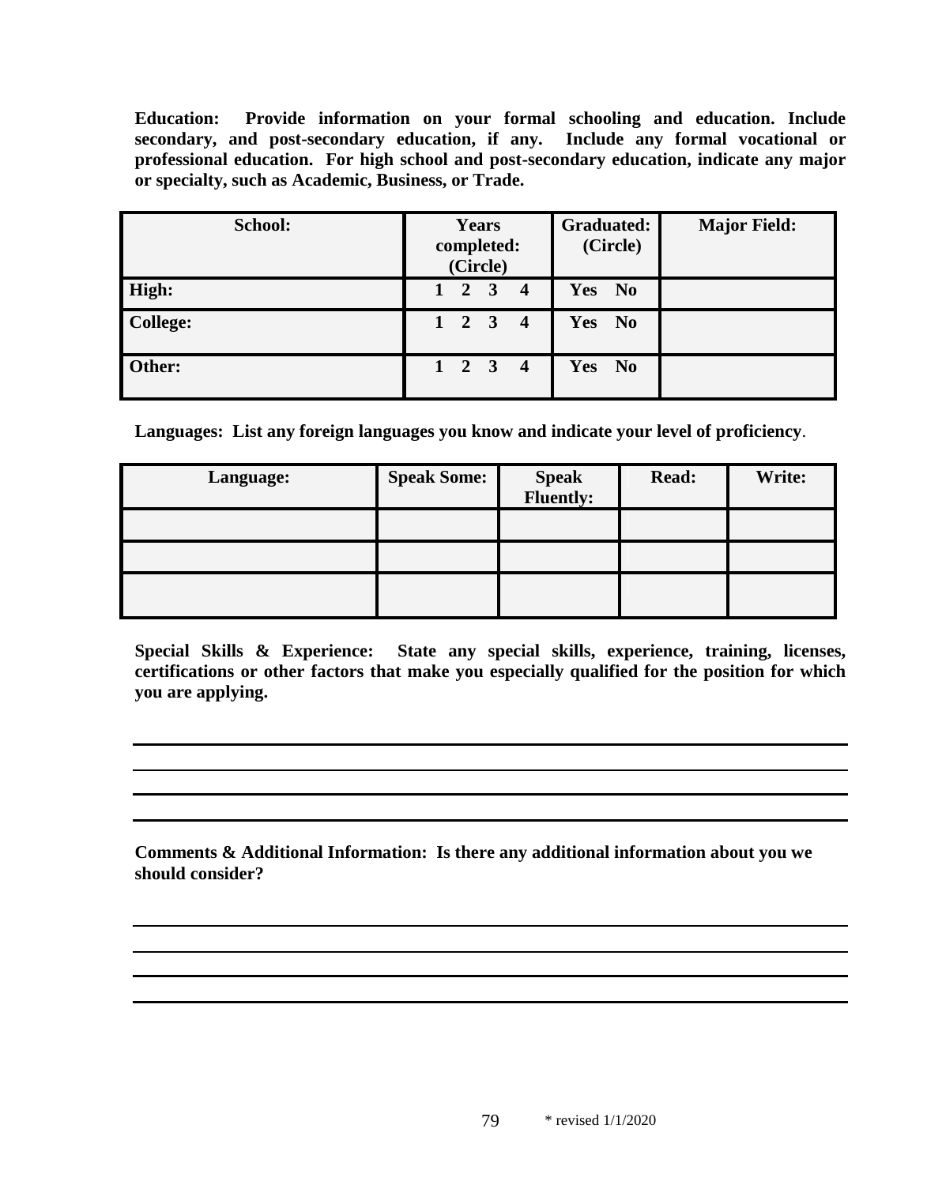**Education: Provide information on your formal schooling and education. Include secondary, and post-secondary education, if any. Include any formal vocational or professional education. For high school and post-secondary education, indicate any major or specialty, such as Academic, Business, or Trade.**

| School: | Years completed: (Circle) | Graduated: (Circle) | Major Field: |
|---|---|---|---|
| High: | 1 2 3 4 | Yes No | |
| College: | 1 2 3 4 | Yes No | |
| Other: | 1 2 3 4 | Yes No | |

**Languages: List any foreign languages you know and indicate your level of proficiency**.

| Language: | Speak Some: | Speak Fluently: | Read: | Write: |
|---|---|---|---|---|
| | | | | |
| | | | | |
| | | | | |

**Special Skills & Experience: State any special skills, experience, training, licenses, certifications or other factors that make you especially qualified for the position for which you are applying.**

___

___

___

___

**Comments & Additional Information: Is there any additional information about you we should consider?**

___

___

___

___

\* revised 1/1/2020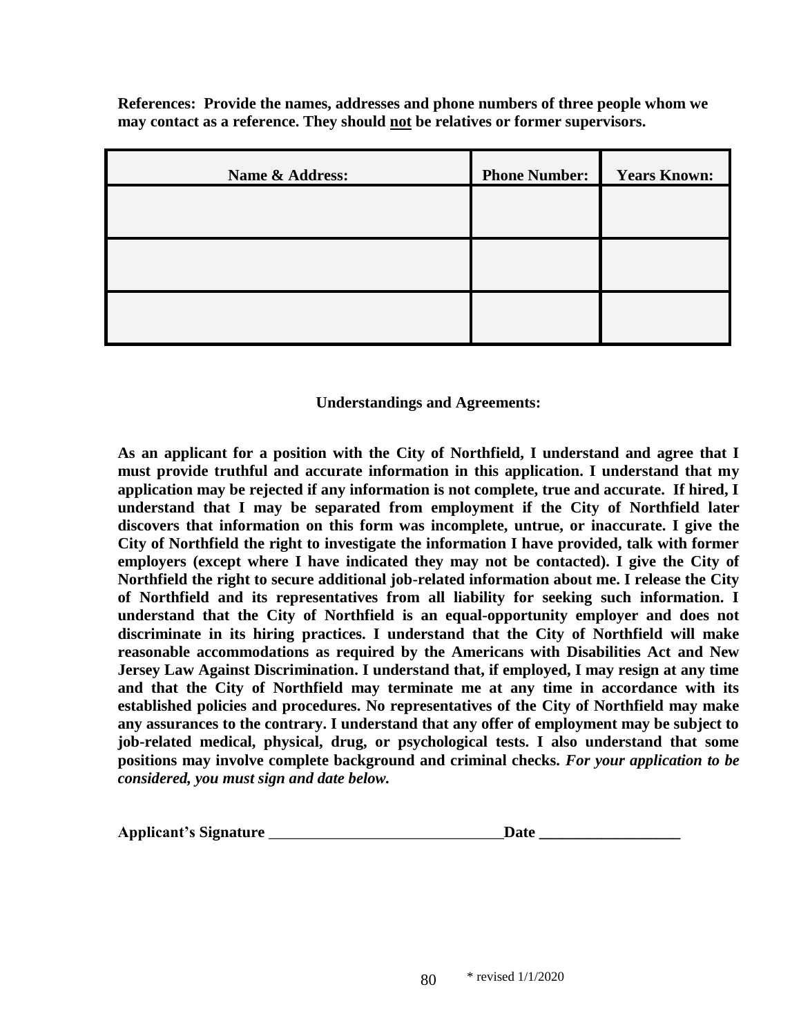**References: Provide the names, addresses and phone numbers of three people whom we may contact as a reference. They should not be relatives or former supervisors.**

| Name & Address: | Phone Number: | Years Known: |
| --- | --- | --- |
| | | |
| | | |
| | | |

**Understandings and Agreements:**

**As an applicant for a position with the City of Northfield, I understand and agree that I must provide truthful and accurate information in this application. I understand that my application may be rejected if any information is not complete, true and accurate. If hired, I understand that I may be separated from employment if the City of Northfield later discovers that information on this form was incomplete, untrue, or inaccurate. I give the City of Northfield the right to investigate the information I have provided, talk with former employers (except where I have indicated they may not be contacted). I give the City of Northfield the right to secure additional job-related information about me. I release the City of Northfield and its representatives from all liability for seeking such information. I understand that the City of Northfield is an equal-opportunity employer and does not discriminate in its hiring practices. I understand that the City of Northfield will make reasonable accommodations as required by the Americans with Disabilities Act and New Jersey Law Against Discrimination. I understand that, if employed, I may resign at any time and that the City of Northfield may terminate me at any time in accordance with its established policies and procedures. No representatives of the City of Northfield may make any assurances to the contrary. I understand that any offer of employment may be subject to job-related medical, physical, drug, or psychological tests. I also understand that some positions may involve complete background and criminal checks.** ***For your application to be considered, you must sign and date below.***

**Applicant's Signature** _______________________________**Date** ___________________

\* revised 1/1/2020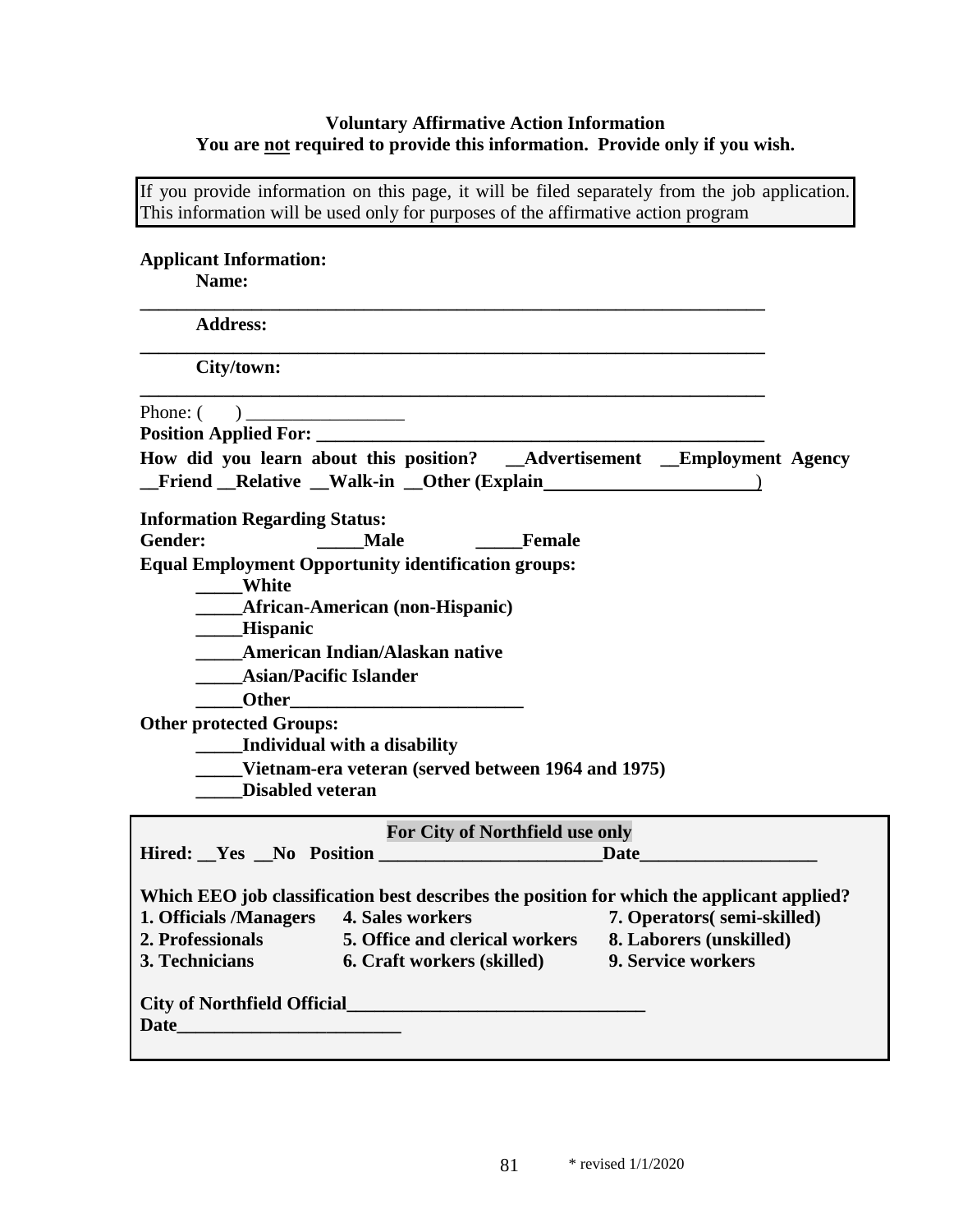**Voluntary Affirmative Action Information**
**You are not required to provide this information. Provide only if you wish.**

If you provide information on this page, it will be filed separately from the job application. This information will be used only for purposes of the affirmative action program

**Applicant Information:**

**Name:** ______________________________________________________________________

**Address:** ______________________________________________________________________

**City/town:** ______________________________________________________________________

Phone: ( ) _________________

**Position Applied For:** ________________________________________________

**How did you learn about this position? __Advertisement __Employment Agency __Friend __Relative __Walk-in __Other (Explain______________________)**

**Information Regarding Status:**

**Gender: _____Male _____Female**

**Equal Employment Opportunity identification groups:**

- **_____White**
- **_____African-American (non-Hispanic)**
- **_____Hispanic**
- **_____American Indian/Alaskan native**
- **_____Asian/Pacific Islander**
- **_____Other_________________________**

**Other protected Groups:**

- **_____Individual with a disability**
- **_____Vietnam-era veteran (served between 1964 and 1975)**
- **_____Disabled veteran**

**For City of Northfield use only**

**Hired: __Yes __No Position ________________________Date___________________**

**Which EEO job classification best describes the position for which the applicant applied?**

| | | |
|---|---|---|
| **1. Officials /Managers** | **4. Sales workers** | **7. Operators( semi-skilled)** |
| **2. Professionals** | **5. Office and clerical workers** | **8. Laborers (unskilled)** |
| **3. Technicians** | **6. Craft workers (skilled)** | **9. Service workers** |

**City of Northfield Official________________________________**

**Date________________________**

\* revised 1/1/2020